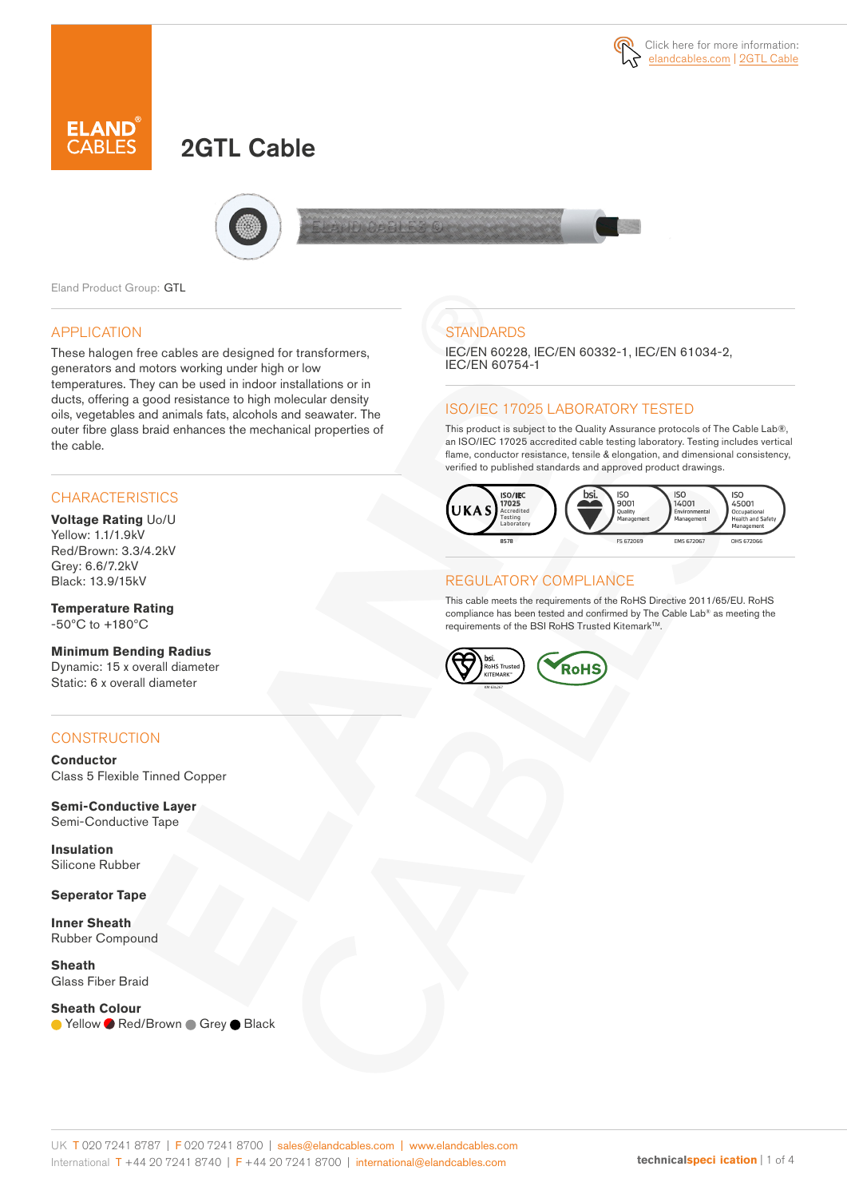Click here for more information: elandcables.com | 2GTL Cable

# 2GTL Cable

Eland Product Group: GTL

## APPLICATION

These halogen free cables are designed for transformers, generators and motors working under high or low temperatures. They can be used in indoor installations or in ducts, offering a good resistance to high molecular density oils, vegetables and animals fats, alcohols and seawater. The outer fibre glass braid enhances the mechanical properties of the cable.

## CHARACTERISTICS

**Voltage Rating** Uo/U
Yellow: 1.1/1.9kV
Red/Brown: 3.3/4.2kV
Grey: 6.6/7.2kV
Black: 13.9/15kV

**Temperature Rating**
-50°C to +180°C

**Minimum Bending Radius**
Dynamic: 15 x overall diameter
Static: 6 x overall diameter

## CONSTRUCTION

**Conductor**
Class 5 Flexible Tinned Copper

**Semi-Conductive Layer**
Semi-Conductive Tape

**Insulation**
Silicone Rubber

**Seperator Tape**

**Inner Sheath**
Rubber Compound

**Sheath**
Glass Fiber Braid

**Sheath Colour**
Yellow, Red/Brown, Grey, Black

## STANDARDS

IEC/EN 60228, IEC/EN 60332-1, IEC/EN 61034-2, IEC/EN 60754-1

## ISO/IEC 17025 LABORATORY TESTED

This product is subject to the Quality Assurance protocols of The Cable Lab®, an ISO/IEC 17025 accredited cable testing laboratory. Testing includes vertical flame, conductor resistance, tensile & elongation, and dimensional consistency, verified to published standards and approved product drawings.

UKAS ISO/IEC 17025 Accredited Testing Laboratory 8578 | bsi. ISO 9001 Quality Management FS 672069 | ISO 14001 Environmental Management EMS 672067 | ISO 45001 Occupational Health and Safety Management OHS 672066

## REGULATORY COMPLIANCE

This cable meets the requirements of the RoHS Directive 2011/65/EU. RoHS compliance has been tested and confirmed by The Cable Lab® as meeting the requirements of the BSI RoHS Trusted Kitemark™.

bsi. RoHS Trusted KITEMARK™ | RoHS

UK T 020 7241 8787 | F 020 7241 8700 | sales@elandcables.com | www.elandcables.com
International T +44 20 7241 8740 | F +44 20 7241 8700 | international@elandcables.com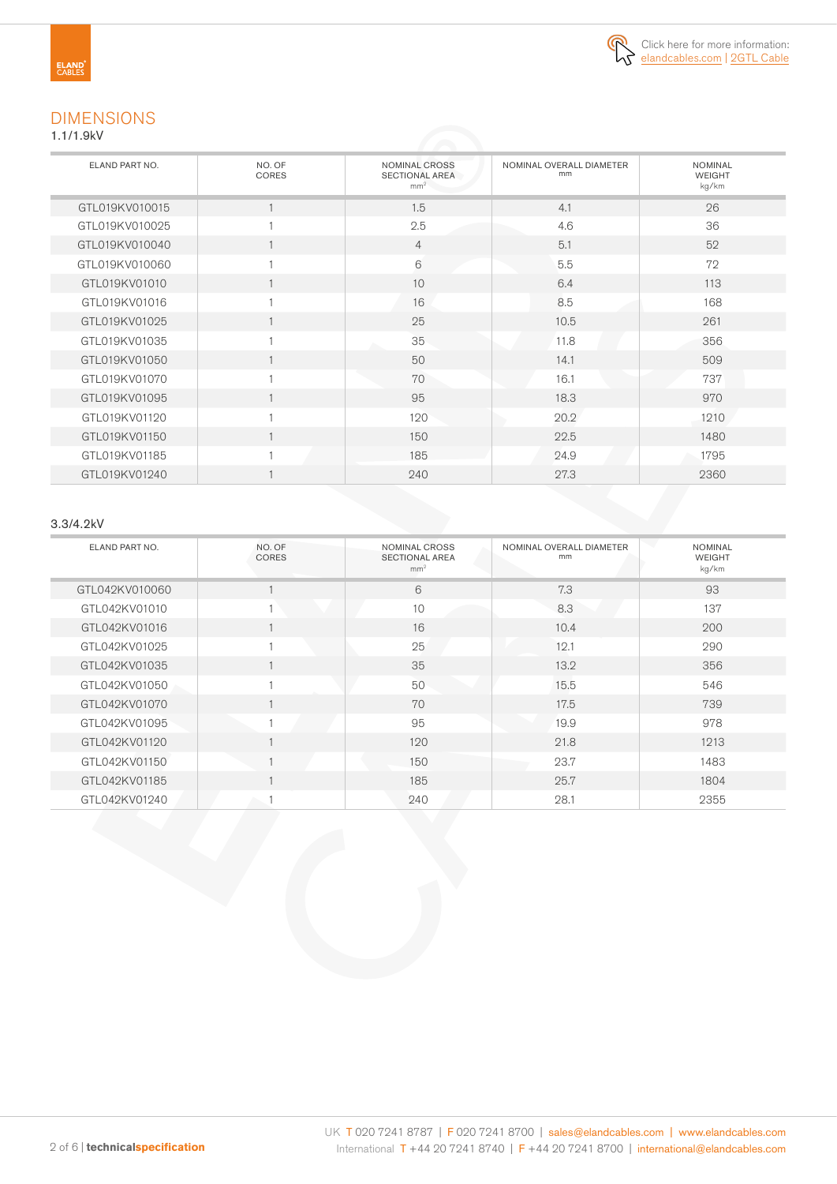Click here for more information: elandcables.com | 2GTL Cable

## DIMENSIONS

1.1/1.9kV

| ELAND PART NO. | NO. OF CORES | NOMINAL CROSS SECTIONAL AREA mm² | NOMINAL OVERALL DIAMETER mm | NOMINAL WEIGHT kg/km |
|---|---|---|---|---|
| GTL019KV010015 | 1 | 1.5 | 4.1 | 26 |
| GTL019KV010025 | 1 | 2.5 | 4.6 | 36 |
| GTL019KV010040 | 1 | 4 | 5.1 | 52 |
| GTL019KV010060 | 1 | 6 | 5.5 | 72 |
| GTL019KV01010 | 1 | 10 | 6.4 | 113 |
| GTL019KV01016 | 1 | 16 | 8.5 | 168 |
| GTL019KV01025 | 1 | 25 | 10.5 | 261 |
| GTL019KV01035 | 1 | 35 | 11.8 | 356 |
| GTL019KV01050 | 1 | 50 | 14.1 | 509 |
| GTL019KV01070 | 1 | 70 | 16.1 | 737 |
| GTL019KV01095 | 1 | 95 | 18.3 | 970 |
| GTL019KV01120 | 1 | 120 | 20.2 | 1210 |
| GTL019KV01150 | 1 | 150 | 22.5 | 1480 |
| GTL019KV01185 | 1 | 185 | 24.9 | 1795 |
| GTL019KV01240 | 1 | 240 | 27.3 | 2360 |

3.3/4.2kV

| ELAND PART NO. | NO. OF CORES | NOMINAL CROSS SECTIONAL AREA mm² | NOMINAL OVERALL DIAMETER mm | NOMINAL WEIGHT kg/km |
|---|---|---|---|---|
| GTL042KV010060 | 1 | 6 | 7.3 | 93 |
| GTL042KV01010 | 1 | 10 | 8.3 | 137 |
| GTL042KV01016 | 1 | 16 | 10.4 | 200 |
| GTL042KV01025 | 1 | 25 | 12.1 | 290 |
| GTL042KV01035 | 1 | 35 | 13.2 | 356 |
| GTL042KV01050 | 1 | 50 | 15.5 | 546 |
| GTL042KV01070 | 1 | 70 | 17.5 | 739 |
| GTL042KV01095 | 1 | 95 | 19.9 | 978 |
| GTL042KV01120 | 1 | 120 | 21.8 | 1213 |
| GTL042KV01150 | 1 | 150 | 23.7 | 1483 |
| GTL042KV01185 | 1 | 185 | 25.7 | 1804 |
| GTL042KV01240 | 1 | 240 | 28.1 | 2355 |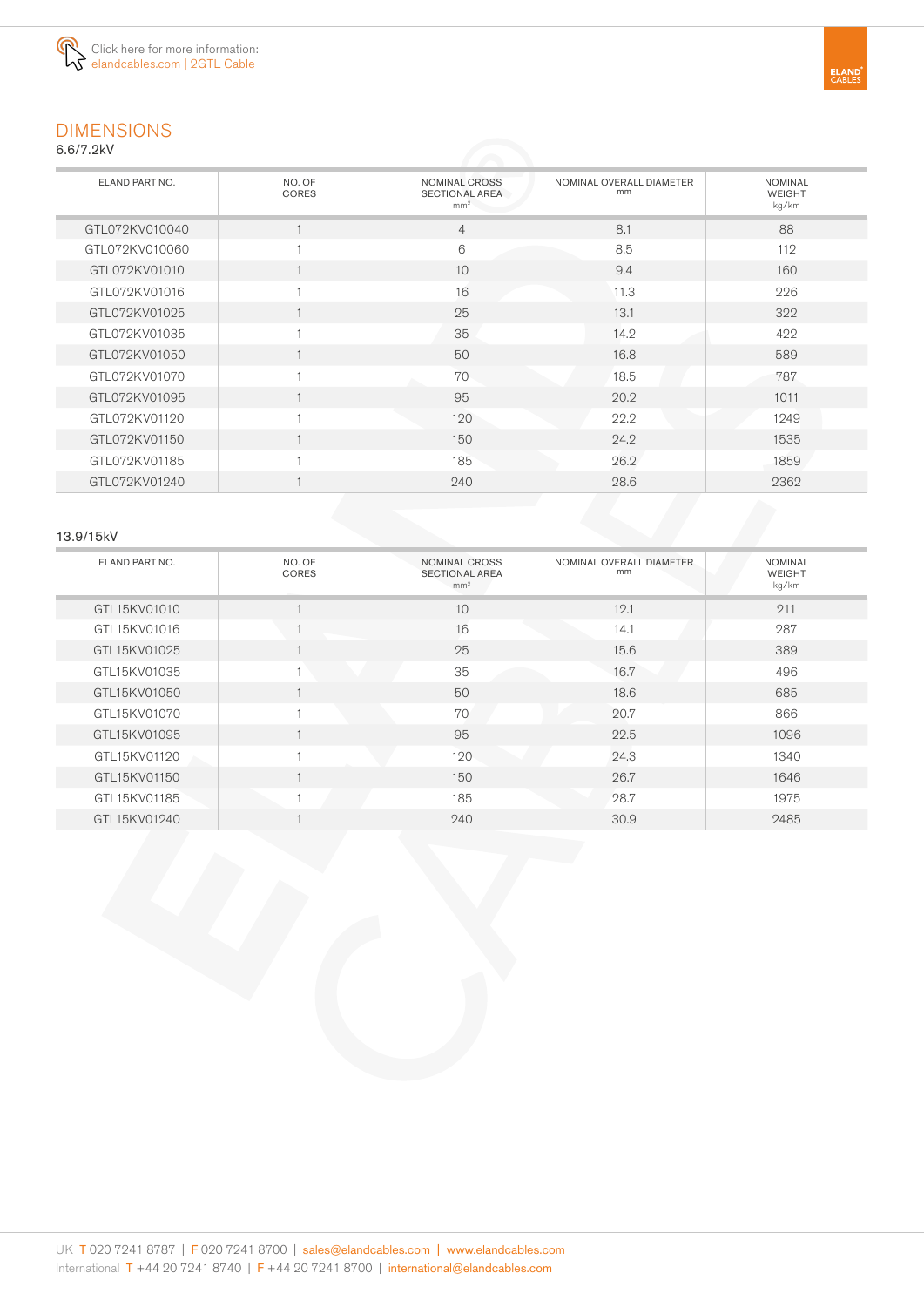Click here for more information: elandcables.com | 2GTL Cable

# DIMENSIONS

6.6/7.2kV

| ELAND PART NO. | NO. OF CORES | NOMINAL CROSS SECTIONAL AREA mm² | NOMINAL OVERALL DIAMETER mm | NOMINAL WEIGHT kg/km |
|---|---|---|---|---|
| GTL072KV010040 | 1 | 4 | 8.1 | 88 |
| GTL072KV010060 | 1 | 6 | 8.5 | 112 |
| GTL072KV01010 | 1 | 10 | 9.4 | 160 |
| GTL072KV01016 | 1 | 16 | 11.3 | 226 |
| GTL072KV01025 | 1 | 25 | 13.1 | 322 |
| GTL072KV01035 | 1 | 35 | 14.2 | 422 |
| GTL072KV01050 | 1 | 50 | 16.8 | 589 |
| GTL072KV01070 | 1 | 70 | 18.5 | 787 |
| GTL072KV01095 | 1 | 95 | 20.2 | 1011 |
| GTL072KV01120 | 1 | 120 | 22.2 | 1249 |
| GTL072KV01150 | 1 | 150 | 24.2 | 1535 |
| GTL072KV01185 | 1 | 185 | 26.2 | 1859 |
| GTL072KV01240 | 1 | 240 | 28.6 | 2362 |

13.9/15kV

| ELAND PART NO. | NO. OF CORES | NOMINAL CROSS SECTIONAL AREA mm² | NOMINAL OVERALL DIAMETER mm | NOMINAL WEIGHT kg/km |
|---|---|---|---|---|
| GTL15KV01010 | 1 | 10 | 12.1 | 211 |
| GTL15KV01016 | 1 | 16 | 14.1 | 287 |
| GTL15KV01025 | 1 | 25 | 15.6 | 389 |
| GTL15KV01035 | 1 | 35 | 16.7 | 496 |
| GTL15KV01050 | 1 | 50 | 18.6 | 685 |
| GTL15KV01070 | 1 | 70 | 20.7 | 866 |
| GTL15KV01095 | 1 | 95 | 22.5 | 1096 |
| GTL15KV01120 | 1 | 120 | 24.3 | 1340 |
| GTL15KV01150 | 1 | 150 | 26.7 | 1646 |
| GTL15KV01185 | 1 | 185 | 28.7 | 1975 |
| GTL15KV01240 | 1 | 240 | 30.9 | 2485 |

UK T 020 7241 8787 | F 020 7241 8700 | sales@elandcables.com | www.elandcables.com
International T +44 20 7241 8740 | F +44 20 7241 8700 | international@elandcables.com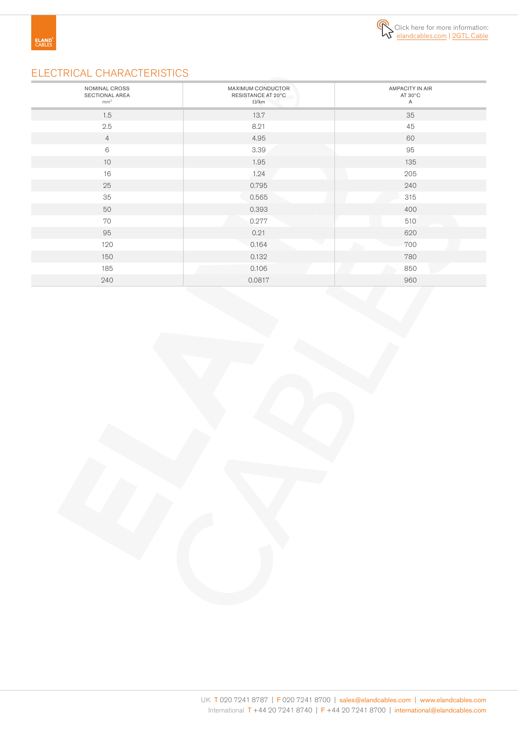Click here for more information: elandcables.com | 2GTL Cable

## ELECTRICAL CHARACTERISTICS

| NOMINAL CROSS SECTIONAL AREA mm² | MAXIMUM CONDUCTOR RESISTANCE AT 20°C Ω/km | AMPACITY IN AIR AT 30°C A |
|---|---|---|
| 1.5 | 13.7 | 35 |
| 2.5 | 8.21 | 45 |
| 4 | 4.95 | 60 |
| 6 | 3.39 | 95 |
| 10 | 1.95 | 135 |
| 16 | 1.24 | 205 |
| 25 | 0.795 | 240 |
| 35 | 0.565 | 315 |
| 50 | 0.393 | 400 |
| 70 | 0.277 | 510 |
| 95 | 0.21 | 620 |
| 120 | 0.164 | 700 |
| 150 | 0.132 | 780 |
| 185 | 0.106 | 850 |
| 240 | 0.0817 | 960 |

UK T 020 7241 8787 | F 020 7241 8700 | sales@elandcables.com | www.elandcables.com
International T +44 20 7241 8740 | F +44 20 7241 8700 | international@elandcables.com